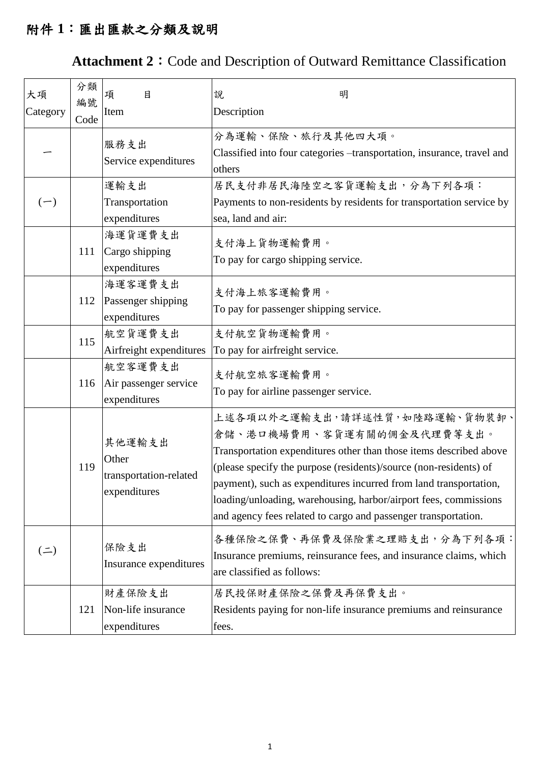# 附件 1：匯出匯款之分類及說明

## Attachment 2：Code and Description of Outward Remittance Classification

| 大項 Category | 分類編號 Code | 項　　目 Item | 說　　　　　明 Description |
|---|---|---|---|
| 一 | | 服務支出 Service expenditures | 分為運輸、保險、旅行及其他四大項。 Classified into four categories –transportation, insurance, travel and others |
| (一) | | 運輸支出 Transportation expenditures | 居民支付非居民海陸空之客貨運輸支出，分為下列各項： Payments to non-residents by residents for transportation service by sea, land and air: |
| | 111 | 海運貨運費支出 Cargo shipping expenditures | 支付海上貨物運輸費用。 To pay for cargo shipping service. |
| | 112 | 海運客運費支出 Passenger shipping expenditures | 支付海上旅客運輸費用。 To pay for passenger shipping service. |
| | 115 | 航空貨運費支出 Airfreight expenditures | 支付航空貨物運輸費用。 To pay for airfreight service. |
| | 116 | 航空客運費支出 Air passenger service expenditures | 支付航空旅客運輸費用。 To pay for airline passenger service. |
| | 119 | 其他運輸支出 Other transportation-related expenditures | 上述各項以外之運輸支出，請詳述性質，如陸路運輸、貨物裝卸、倉儲、港口機場費用、客貨運有關的佣金及代理費等支出。 Transportation expenditures other than those items described above (please specify the purpose (residents)/source (non-residents) of payment), such as expenditures incurred from land transportation, loading/unloading, warehousing, harbor/airport fees, commissions and agency fees related to cargo and passenger transportation. |
| (二) | | 保險支出 Insurance expenditures | 各種保險之保費、再保費及保險業之理賠支出，分為下列各項： Insurance premiums, reinsurance fees, and insurance claims, which are classified as follows: |
| | 121 | 財產保險支出 Non-life insurance expenditures | 居民投保財產保險之保費及再保費支出。 Residents paying for non-life insurance premiums and reinsurance fees. |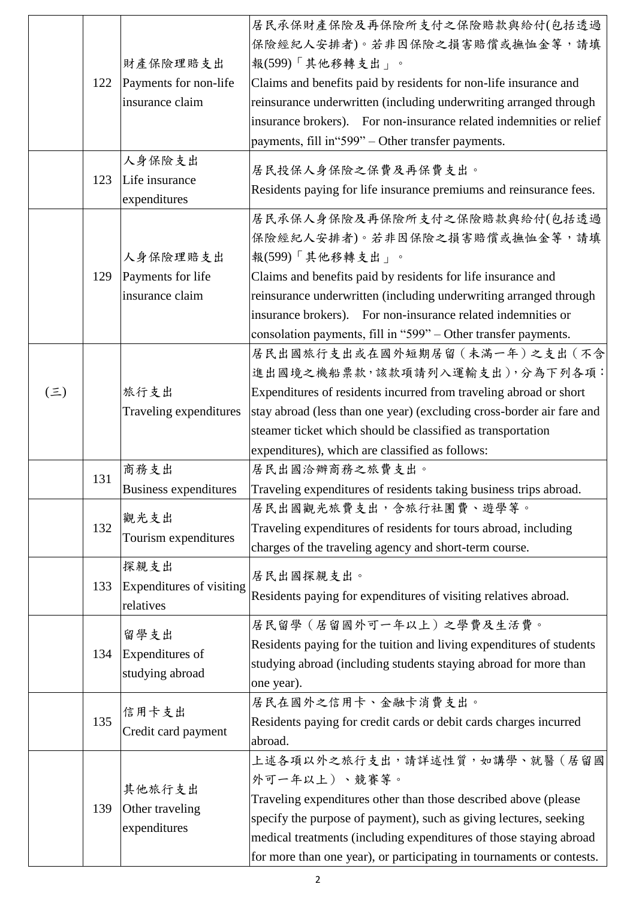| | | | |
|---|---|---|---|
| | 122 | 財產保險理賠支出<br>Payments for non-life insurance claim | 居民承保財產保險及再保險所支付之保險賠款與給付(包括透過保險經紀人安排者)。若非因保險之損害賠償或撫恤金等，請填報(599)「其他移轉支出」。<br>Claims and benefits paid by residents for non-life insurance and reinsurance underwritten (including underwriting arranged through insurance brokers). For non-insurance related indemnities or relief payments, fill in"599" – Other transfer payments. |
| | 123 | 人身保險支出<br>Life insurance expenditures | 居民投保人身保險之保費及再保費支出。<br>Residents paying for life insurance premiums and reinsurance fees. |
| | 129 | 人身保險理賠支出<br>Payments for life insurance claim | 居民承保人身保險及再保險所支付之保險賠款與給付(包括透過保險經紀人安排者)。若非因保險之損害賠償或撫恤金等，請填報(599)「其他移轉支出」。<br>Claims and benefits paid by residents for life insurance and reinsurance underwritten (including underwriting arranged through insurance brokers). For non-insurance related indemnities or consolation payments, fill in "599" – Other transfer payments. |
| (三) | | 旅行支出<br>Traveling expenditures | 居民出國旅行支出或在國外短期居留（未滿一年）之支出（不含進出國境之機船票款，該款項請列入運輸支出），分為下列各項：<br>Expenditures of residents incurred from traveling abroad or short stay abroad (less than one year) (excluding cross-border air fare and steamer ticket which should be classified as transportation expenditures), which are classified as follows: |
| | 131 | 商務支出<br>Business expenditures | 居民出國洽辦商務之旅費支出。<br>Traveling expenditures of residents taking business trips abroad. |
| | 132 | 觀光支出<br>Tourism expenditures | 居民出國觀光旅費支出，含旅行社團費、遊學等。<br>Traveling expenditures of residents for tours abroad, including charges of the traveling agency and short-term course. |
| | 133 | 探親支出<br>Expenditures of visiting relatives | 居民出國探親支出。<br>Residents paying for expenditures of visiting relatives abroad. |
| | 134 | 留學支出<br>Expenditures of studying abroad | 居民留學（居留國外可一年以上）之學費及生活費。<br>Residents paying for the tuition and living expenditures of students studying abroad (including students staying abroad for more than one year). |
| | 135 | 信用卡支出<br>Credit card payment | 居民在國外之信用卡、金融卡消費支出。<br>Residents paying for credit cards or debit cards charges incurred abroad. |
| | 139 | 其他旅行支出<br>Other traveling expenditures | 上述各項以外之旅行支出，請詳述性質，如講學、就醫（居留國外可一年以上）、競賽等。<br>Traveling expenditures other than those described above (please specify the purpose of payment), such as giving lectures, seeking medical treatments (including expenditures of those staying abroad for more than one year), or participating in tournaments or contests. |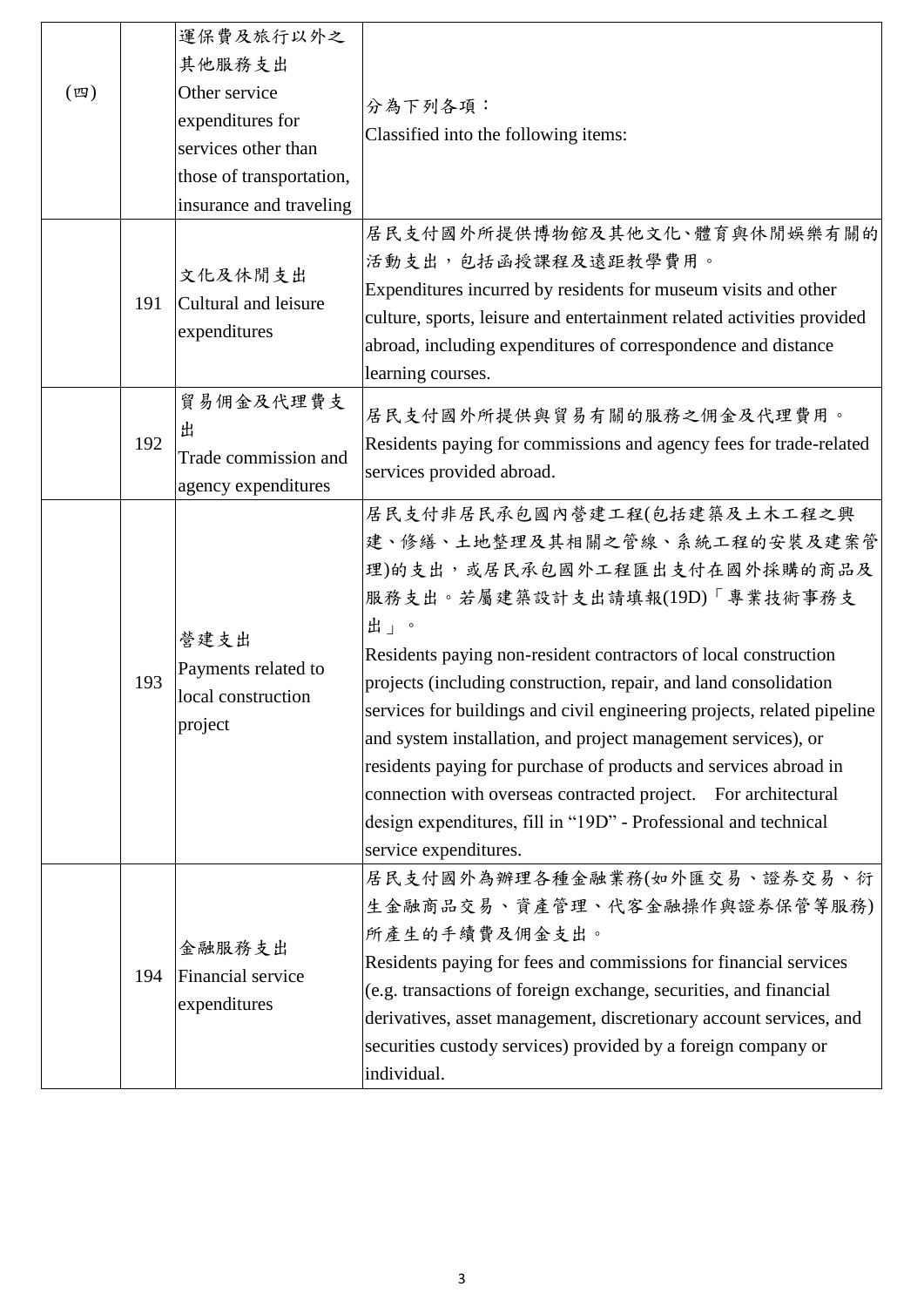| | | | |
|---|---|---|---|
| (四) | | 運保費及旅行以外之其他服務支出<br>Other service expenditures for services other than those of transportation, insurance and traveling | 分為下列各項：<br>Classified into the following items: |
| | 191 | 文化及休閒支出<br>Cultural and leisure expenditures | 居民支付國外所提供博物館及其他文化、體育與休閒娛樂有關的活動支出，包括函授課程及遠距教學費用。<br>Expenditures incurred by residents for museum visits and other culture, sports, leisure and entertainment related activities provided abroad, including expenditures of correspondence and distance learning courses. |
| | 192 | 貿易佣金及代理費支出<br>Trade commission and agency expenditures | 居民支付國外所提供與貿易有關的服務之佣金及代理費用。<br>Residents paying for commissions and agency fees for trade-related services provided abroad. |
| | 193 | 營建支出<br>Payments related to local construction project | 居民支付非居民承包國內營建工程(包括建築及土木工程之興建、修繕、土地整理及其相關之管線、系統工程的安裝及建案管理)的支出，或居民承包國外工程匯出支付在國外採購的商品及服務支出。若屬建築設計支出請填報(19D)「專業技術事務支出」。<br>Residents paying non-resident contractors of local construction projects (including construction, repair, and land consolidation services for buildings and civil engineering projects, related pipeline and system installation, and project management services), or residents paying for purchase of products and services abroad in connection with overseas contracted project. For architectural design expenditures, fill in "19D" - Professional and technical service expenditures. |
| | 194 | 金融服務支出<br>Financial service expenditures | 居民支付國外為辦理各種金融業務(如外匯交易、證券交易、衍生金融商品交易、資產管理、代客金融操作與證券保管等服務)所產生的手續費及佣金支出。<br>Residents paying for fees and commissions for financial services (e.g. transactions of foreign exchange, securities, and financial derivatives, asset management, discretionary account services, and securities custody services) provided by a foreign company or individual. |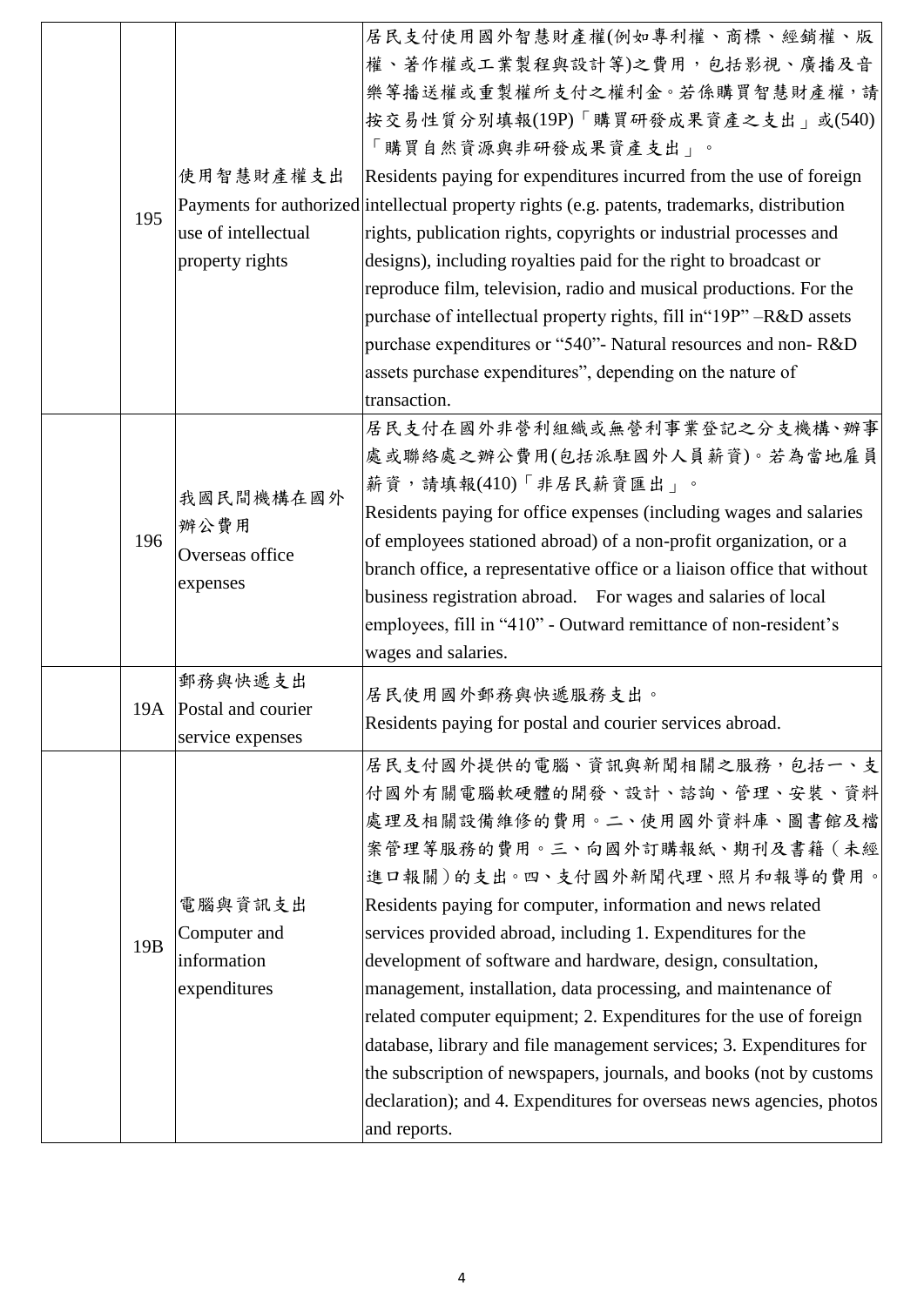|  | 195 | 使用智慧財產權支出 Payments for authorized use of intellectual property rights | 居民支付使用國外智慧財產權(例如專利權、商標、經銷權、版權、著作權或工業製程與設計等)之費用，包括影視、廣播及音樂等播送權或重製權所支付之權利金。若係購買智慧財產權，請按交易性質分別填報(19P)「購買研發成果資產之支出」或(540)「購買自然資源與非研發成果資產支出」。 Residents paying for expenditures incurred from the use of foreign intellectual property rights (e.g. patents, trademarks, distribution rights, publication rights, copyrights or industrial processes and designs), including royalties paid for the right to broadcast or reproduce film, television, radio and musical productions. For the purchase of intellectual property rights, fill in"19P" –R&D assets purchase expenditures or "540"- Natural resources and non- R&D assets purchase expenditures", depending on the nature of transaction. |
|---|---|---|---|
|  | 196 | 我國民間機構在國外辦公費用 Overseas office expenses | 居民支付在國外非營利組織或無營利事業登記之分支機構、辦事處或聯絡處之辦公費用(包括派駐國外人員薪資)。若為當地雇員薪資，請填報(410)「非居民薪資匯出」。 Residents paying for office expenses (including wages and salaries of employees stationed abroad) of a non-profit organization, or a branch office, a representative office or a liaison office that without business registration abroad. For wages and salaries of local employees, fill in "410" - Outward remittance of non-resident's wages and salaries. |
|  | 19A | 郵務與快遞支出 Postal and courier service expenses | 居民使用國外郵務與快遞服務支出。 Residents paying for postal and courier services abroad. |
|  | 19B | 電腦與資訊支出 Computer and information expenditures | 居民支付國外提供的電腦、資訊與新聞相關之服務，包括一、支付國外有關電腦軟硬體的開發、設計、諮詢、管理、安裝、資料處理及相關設備維修的費用。二、使用國外資料庫、圖書館及檔案管理等服務的費用。三、向國外訂購報紙、期刊及書籍（未經進口報關）的支出。四、支付國外新聞代理、照片和報導的費用。 Residents paying for computer, information and news related services provided abroad, including 1. Expenditures for the development of software and hardware, design, consultation, management, installation, data processing, and maintenance of related computer equipment; 2. Expenditures for the use of foreign database, library and file management services; 3. Expenditures for the subscription of newspapers, journals, and books (not by customs declaration); and 4. Expenditures for overseas news agencies, photos and reports. |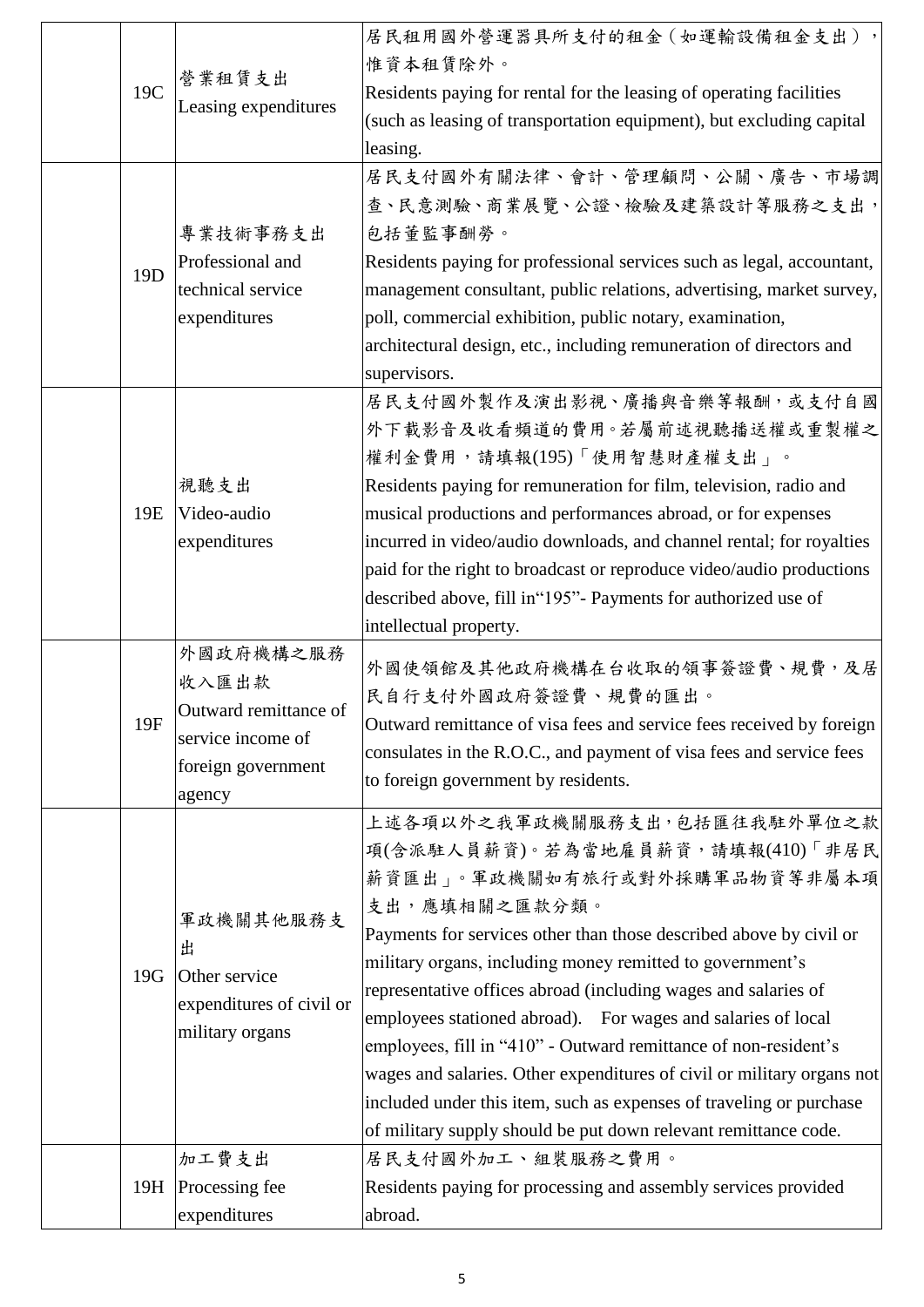|  |  |  |  |
|---|---|---|---|
|  | 19C | 營業租賃支出<br>Leasing expenditures | 居民租用國外營運器具所支付的租金（如運輸設備租金支出），惟資本租賃除外。<br>Residents paying for rental for the leasing of operating facilities (such as leasing of transportation equipment), but excluding capital leasing. |
|  | 19D | 專業技術事務支出<br>Professional and technical service expenditures | 居民支付國外有關法律、會計、管理顧問、公關、廣告、市場調查、民意測驗、商業展覽、公證、檢驗及建築設計等服務之支出，包括董監事酬勞。<br>Residents paying for professional services such as legal, accountant, management consultant, public relations, advertising, market survey, poll, commercial exhibition, public notary, examination, architectural design, etc., including remuneration of directors and supervisors. |
|  | 19E | 視聽支出<br>Video-audio expenditures | 居民支付國外製作及演出影視、廣播與音樂等報酬，或支付自國外下載影音及收看頻道的費用。若屬前述視聽播送權或重製權之權利金費用，請填報(195)「使用智慧財產權支出」。<br>Residents paying for remuneration for film, television, radio and musical productions and performances abroad, or for expenses incurred in video/audio downloads, and channel rental; for royalties paid for the right to broadcast or reproduce video/audio productions described above, fill in"195"- Payments for authorized use of intellectual property. |
|  | 19F | 外國政府機構之服務收入匯出款<br>Outward remittance of service income of foreign government agency | 外國使領館及其他政府機構在台收取的領事簽證費、規費，及居民自行支付外國政府簽證費、規費的匯出。<br>Outward remittance of visa fees and service fees received by foreign consulates in the R.O.C., and payment of visa fees and service fees to foreign government by residents. |
|  | 19G | 軍政機關其他服務支出<br>Other service expenditures of civil or military organs | 上述各項以外之我軍政機關服務支出，包括匯往我駐外單位之款項(含派駐人員薪資)。若為當地雇員薪資，請填報(410)「非居民薪資匯出」。軍政機關如有旅行或對外採購軍品物資等非屬本項支出，應填相關之匯款分類。<br>Payments for services other than those described above by civil or military organs, including money remitted to government's representative offices abroad (including wages and salaries of employees stationed abroad). For wages and salaries of local employees, fill in "410" - Outward remittance of non-resident's wages and salaries. Other expenditures of civil or military organs not included under this item, such as expenses of traveling or purchase of military supply should be put down relevant remittance code. |
|  | 19H | 加工費支出<br>Processing fee expenditures | 居民支付國外加工、組裝服務之費用。<br>Residents paying for processing and assembly services provided abroad. |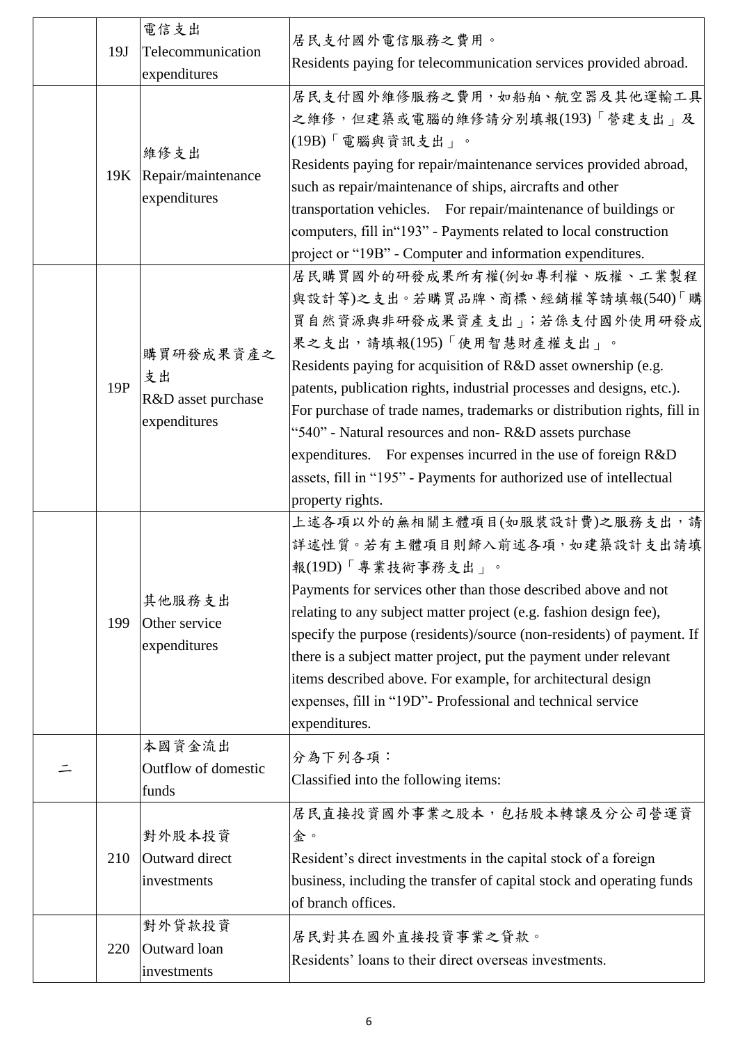| | | | |
|---|---|---|---|
| | 19J | 電信支出<br>Telecommunication expenditures | 居民支付國外電信服務之費用。<br>Residents paying for telecommunication services provided abroad. |
| | 19K | 維修支出<br>Repair/maintenance expenditures | 居民支付國外維修服務之費用，如船舶、航空器及其他運輸工具之維修，但建築或電腦的維修請分別填報(193)「營建支出」及(19B)「電腦與資訊支出」。<br>Residents paying for repair/maintenance services provided abroad, such as repair/maintenance of ships, aircrafts and other transportation vehicles.　For repair/maintenance of buildings or computers, fill in"193" - Payments related to local construction project or "19B" - Computer and information expenditures. |
| | 19P | 購買研發成果資產之支出<br>R&D asset purchase expenditures | 居民購買國外的研發成果所有權(例如專利權、版權、工業製程與設計等)之支出。若購買品牌、商標、經銷權等請填報(540)「購買自然資源與非研發成果資產支出」；若係支付國外使用研發成果之支出，請填報(195)「使用智慧財產權支出」。<br>Residents paying for acquisition of R&D asset ownership (e.g. patents, publication rights, industrial processes and designs, etc.). For purchase of trade names, trademarks or distribution rights, fill in "540" - Natural resources and non- R&D assets purchase expenditures.　For expenses incurred in the use of foreign R&D assets, fill in "195" - Payments for authorized use of intellectual property rights. |
| | 199 | 其他服務支出<br>Other service expenditures | 上述各項以外的無相關主體項目(如服裝設計費)之服務支出，請詳述性質。若有主體項目則歸入前述各項，如建築設計支出請填報(19D)「專業技術事務支出」。<br>Payments for services other than those described above and not relating to any subject matter project (e.g. fashion design fee), specify the purpose (residents)/source (non-residents) of payment. If there is a subject matter project, put the payment under relevant items described above. For example, for architectural design expenses, fill in "19D"- Professional and technical service expenditures. |
| 二 | | 本國資金流出<br>Outflow of domestic funds | 分為下列各項：<br>Classified into the following items: |
| | 210 | 對外股本投資<br>Outward direct investments | 居民直接投資國外事業之股本，包括股本轉讓及分公司營運資金。<br>Resident's direct investments in the capital stock of a foreign business, including the transfer of capital stock and operating funds of branch offices. |
| | 220 | 對外貸款投資<br>Outward loan investments | 居民對其在國外直接投資事業之貸款。<br>Residents' loans to their direct overseas investments. |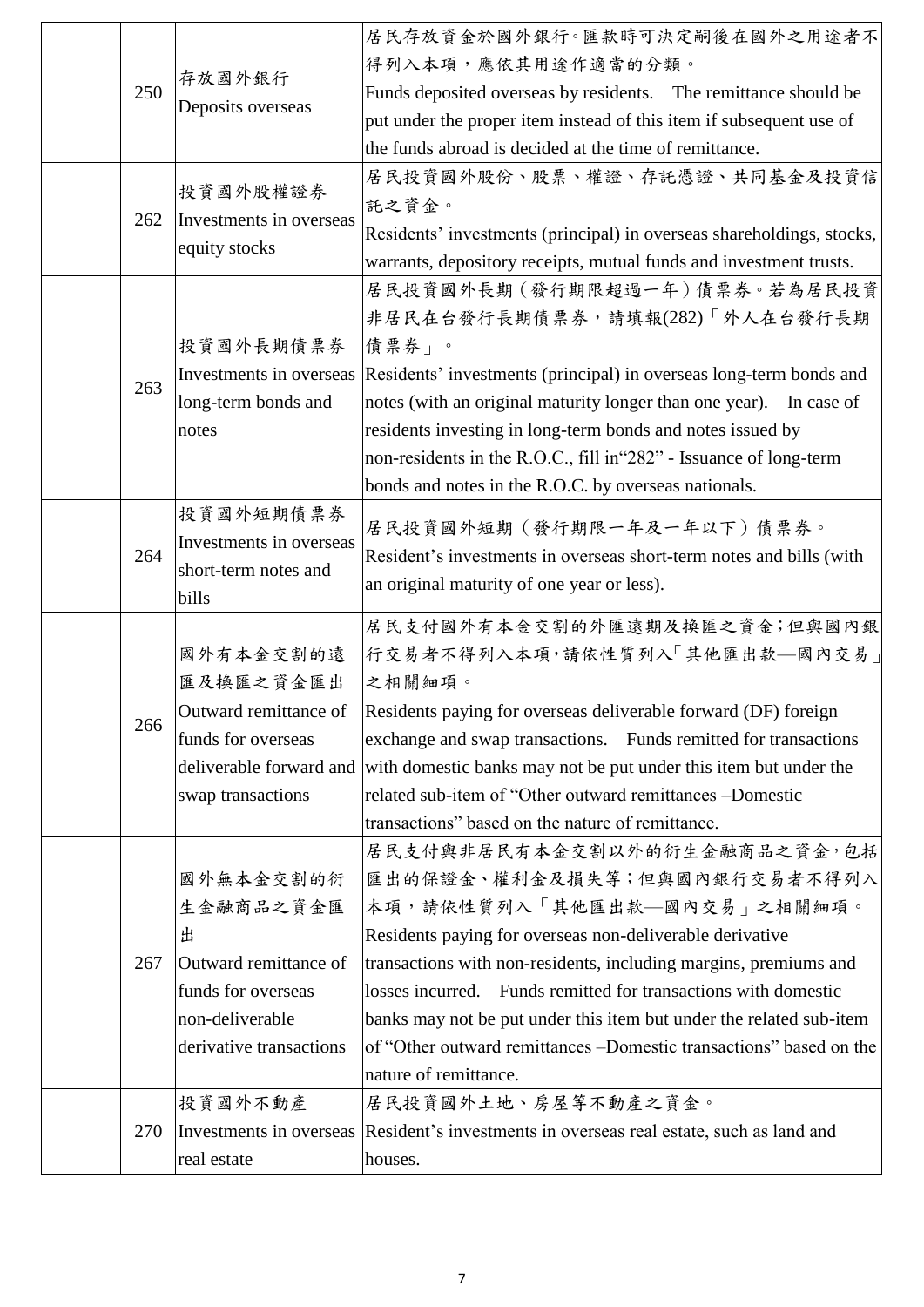| | | | |
|---|---|---|---|
| | 250 | 存放國外銀行<br>Deposits overseas | 居民存放資金於國外銀行。匯款時可決定嗣後在國外之用途者不得列入本項，應依其用途作適當的分類。<br>Funds deposited overseas by residents. The remittance should be put under the proper item instead of this item if subsequent use of the funds abroad is decided at the time of remittance. |
| | 262 | 投資國外股權證券<br>Investments in overseas equity stocks | 居民投資國外股份、股票、權證、存託憑證、共同基金及投資信託之資金。<br>Residents' investments (principal) in overseas shareholdings, stocks, warrants, depository receipts, mutual funds and investment trusts. |
| | 263 | 投資國外長期債票券<br>Investments in overseas long-term bonds and notes | 居民投資國外長期（發行期限超過一年）債票券。若為居民投資非居民在台發行長期債票券，請填報(282)「外人在台發行長期債票券」。<br>Residents' investments (principal) in overseas long-term bonds and notes (with an original maturity longer than one year). In case of residents investing in long-term bonds and notes issued by non-residents in the R.O.C., fill in"282" - Issuance of long-term bonds and notes in the R.O.C. by overseas nationals. |
| | 264 | 投資國外短期債票券<br>Investments in overseas short-term notes and bills | 居民投資國外短期（發行期限一年及一年以下）債票券。<br>Resident's investments in overseas short-term notes and bills (with an original maturity of one year or less). |
| | 266 | 國外有本金交割的遠匯及換匯之資金匯出<br>Outward remittance of funds for overseas deliverable forward and swap transactions | 居民支付國外有本金交割的外匯遠期及換匯之資金；但與國內銀行交易者不得列入本項，請依性質列入「其他匯出款—國內交易」之相關細項。<br>Residents paying for overseas deliverable forward (DF) foreign exchange and swap transactions. Funds remitted for transactions with domestic banks may not be put under this item but under the related sub-item of "Other outward remittances –Domestic transactions" based on the nature of remittance. |
| | 267 | 國外無本金交割的衍生金融商品之資金匯出<br>Outward remittance of funds for overseas non-deliverable derivative transactions | 居民支付與非居民有本金交割以外的衍生金融商品之資金，包括匯出的保證金、權利金及損失等；但與國內銀行交易者不得列入本項，請依性質列入「其他匯出款—國內交易」之相關細項。<br>Residents paying for overseas non-deliverable derivative transactions with non-residents, including margins, premiums and losses incurred. Funds remitted for transactions with domestic banks may not be put under this item but under the related sub-item of "Other outward remittances –Domestic transactions" based on the nature of remittance. |
| | 270 | 投資國外不動產<br>Investments in overseas real estate | 居民投資國外土地、房屋等不動產之資金。<br>Resident's investments in overseas real estate, such as land and houses. |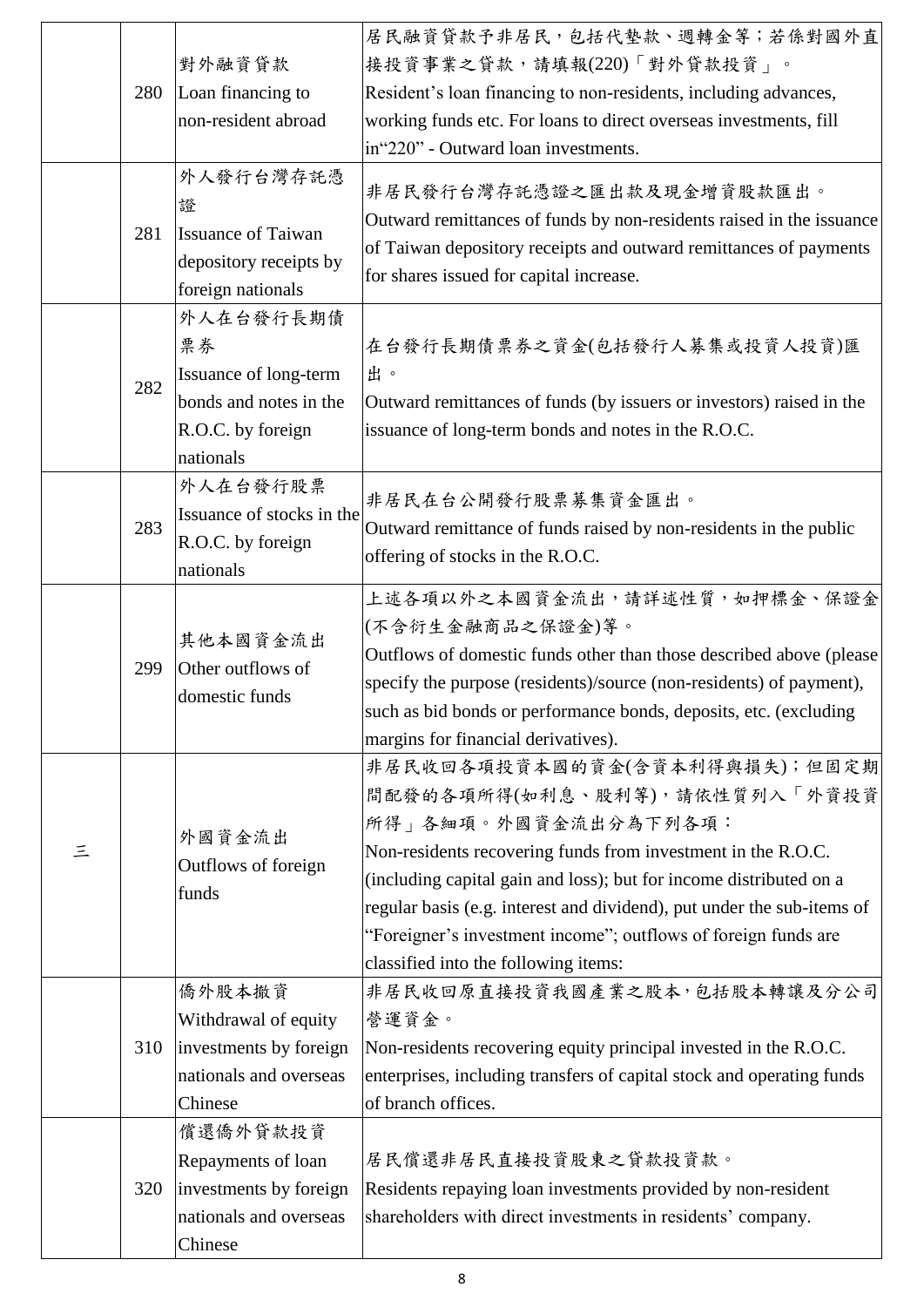|  |  |  |  |
|---|---|---|---|
|  | 280 | 對外融資貸款<br>Loan financing to non-resident abroad | 居民融資貸款予非居民，包括代墊款、週轉金等；若係對國外直接投資事業之貸款，請填報(220)「對外貸款投資」。<br>Resident's loan financing to non-residents, including advances, working funds etc. For loans to direct overseas investments, fill in"220" - Outward loan investments. |
|  | 281 | 外人發行台灣存託憑證<br>Issuance of Taiwan depository receipts by foreign nationals | 非居民發行台灣存託憑證之匯出款及現金增資股款匯出。<br>Outward remittances of funds by non-residents raised in the issuance of Taiwan depository receipts and outward remittances of payments for shares issued for capital increase. |
|  | 282 | 外人在台發行長期債票券<br>Issuance of long-term bonds and notes in the R.O.C. by foreign nationals | 在台發行長期債票券之資金(包括發行人募集或投資人投資)匯出。<br>Outward remittances of funds (by issuers or investors) raised in the issuance of long-term bonds and notes in the R.O.C. |
|  | 283 | 外人在台發行股票<br>Issuance of stocks in the R.O.C. by foreign nationals | 非居民在台公開發行股票募集資金匯出。<br>Outward remittance of funds raised by non-residents in the public offering of stocks in the R.O.C. |
|  | 299 | 其他本國資金流出<br>Other outflows of domestic funds | 上述各項以外之本國資金流出，請詳述性質，如押標金、保證金(不含衍生金融商品之保證金)等。<br>Outflows of domestic funds other than those described above (please specify the purpose (residents)/source (non-residents) of payment), such as bid bonds or performance bonds, deposits, etc. (excluding margins for financial derivatives). |
| 三 |  | 外國資金流出<br>Outflows of foreign funds | 非居民收回各項投資本國的資金(含資本利得與損失)；但固定期間配發的各項所得(如利息、股利等)，請依性質列入「外資投資所得」各細項。外國資金流出分為下列各項：<br>Non-residents recovering funds from investment in the R.O.C. (including capital gain and loss); but for income distributed on a regular basis (e.g. interest and dividend), put under the sub-items of "Foreigner's investment income"; outflows of foreign funds are classified into the following items: |
|  | 310 | 僑外股本撤資<br>Withdrawal of equity investments by foreign nationals and overseas Chinese | 非居民收回原直接投資我國產業之股本，包括股本轉讓及分公司營運資金。<br>Non-residents recovering equity principal invested in the R.O.C. enterprises, including transfers of capital stock and operating funds of branch offices. |
|  | 320 | 償還僑外貸款投資<br>Repayments of loan investments by foreign nationals and overseas Chinese | 居民償還非居民直接投資股東之貸款投資款。<br>Residents repaying loan investments provided by non-resident shareholders with direct investments in residents' company. |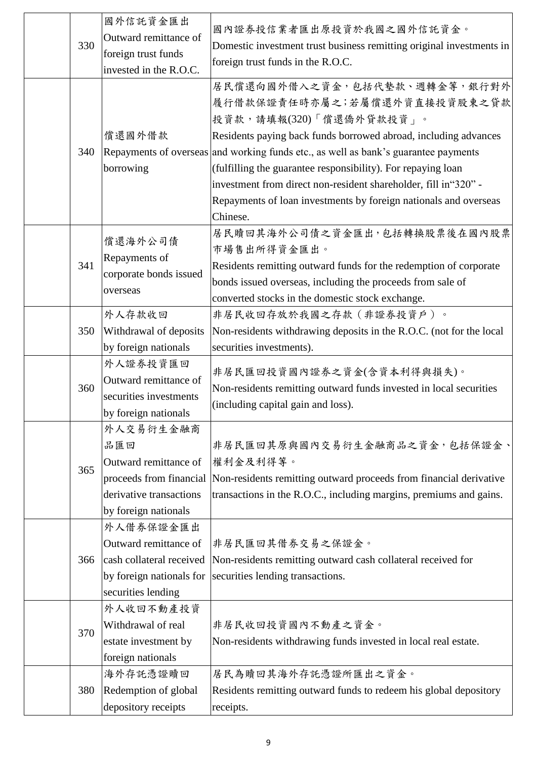| | | | |
|---|---|---|---|
| | 330 | 國外信託資金匯出<br>Outward remittance of foreign trust funds invested in the R.O.C. | 國內證券投信業者匯出原投資於我國之國外信託資金。<br>Domestic investment trust business remitting original investments in foreign trust funds in the R.O.C. |
| | 340 | 償還國外借款<br>Repayments of overseas borrowing | 居民償還向國外借入之資金，包括代墊款、週轉金等，銀行對外履行借款保證責任時亦屬之;若屬償還外資直接投資股東之貸款投資款，請填報(320)「償還僑外貸款投資」。<br>Residents paying back funds borrowed abroad, including advances and working funds etc., as well as bank's guarantee payments (fulfilling the guarantee responsibility). For repaying loan investment from direct non-resident shareholder, fill in"320" - Repayments of loan investments by foreign nationals and overseas Chinese. |
| | 341 | 償還海外公司債<br>Repayments of corporate bonds issued overseas | 居民贖回其海外公司債之資金匯出，包括轉換股票後在國內股票市場售出所得資金匯出。<br>Residents remitting outward funds for the redemption of corporate bonds issued overseas, including the proceeds from sale of converted stocks in the domestic stock exchange. |
| | 350 | 外人存款收回<br>Withdrawal of deposits by foreign nationals | 非居民收回存放於我國之存款（非證券投資戶）。<br>Non-residents withdrawing deposits in the R.O.C. (not for the local securities investments). |
| | 360 | 外人證券投資匯回<br>Outward remittance of securities investments by foreign nationals | 非居民匯回投資國內證券之資金(含資本利得與損失)。<br>Non-residents remitting outward funds invested in local securities (including capital gain and loss). |
| | 365 | 外人交易衍生金融商品匯回<br>Outward remittance of proceeds from financial derivative transactions by foreign nationals | 非居民匯回其原與國內交易衍生金融商品之資金，包括保證金、權利金及利得等。<br>Non-residents remitting outward proceeds from financial derivative transactions in the R.O.C., including margins, premiums and gains. |
| | 366 | 外人借券保證金匯出<br>Outward remittance of cash collateral received by foreign nationals for securities lending | 非居民匯回其借券交易之保證金。<br>Non-residents remitting outward cash collateral received for securities lending transactions. |
| | 370 | 外人收回不動產投資<br>Withdrawal of real estate investment by foreign nationals | 非居民收回投資國內不動產之資金。<br>Non-residents withdrawing funds invested in local real estate. |
| | 380 | 海外存託憑證贖回<br>Redemption of global depository receipts | 居民為贖回其海外存託憑證所匯出之資金。<br>Residents remitting outward funds to redeem his global depository receipts. |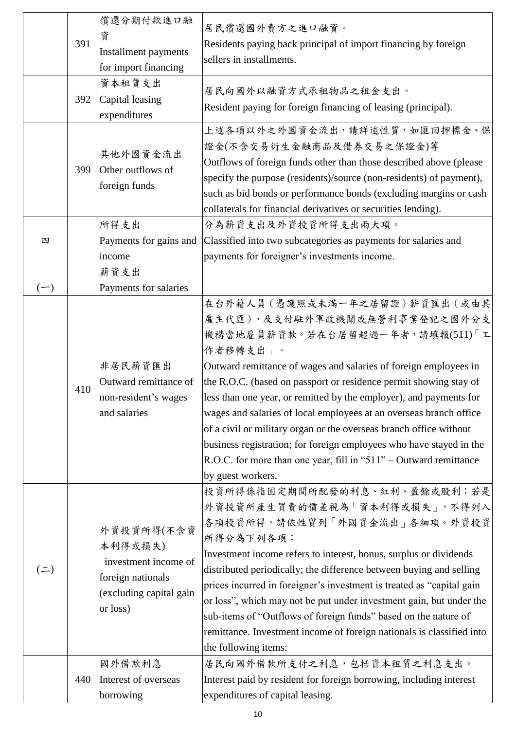| | | | |
|---|---|---|---|
| | 391 | 償還分期付款進口融資<br>Installment payments for import financing | 居民償還國外賣方之進口融資。<br>Residents paying back principal of import financing by foreign sellers in installments. |
| | 392 | 資本租賃支出<br>Capital leasing expenditures | 居民向國外以融資方式承租物品之租金支出。<br>Resident paying for foreign financing of leasing (principal). |
| | 399 | 其他外國資金流出<br>Other outflows of foreign funds | 上述各項以外之外國資金流出，請詳述性質，如匯回押標金、保證金(不含交易衍生金融商品及借券交易之保證金)等<br>Outflows of foreign funds other than those described above (please specify the purpose (residents)/source (non-residents) of payment), such as bid bonds or performance bonds (excluding margins or cash collaterals for financial derivatives or securities lending). |
| 四 | | 所得支出<br>Payments for gains and income | 分為薪資支出及外資投資所得支出兩大項。<br>Classified into two subcategories as payments for salaries and payments for foreigner's investments income. |
| (一) | | 薪資支出<br>Payments for salaries | |
| | 410 | 非居民薪資匯出<br>Outward remittance of non-resident's wages and salaries | 在台外籍人員（憑護照或未滿一年之居留證）薪資匯出（或由其雇主代匯），及支付駐外軍政機關或無營利事業登記之國外分支機構當地雇員薪資款。若在台居留超過一年者，請填報(511)「工作者移轉支出」。<br>Outward remittance of wages and salaries of foreign employees in the R.O.C. (based on passport or residence permit showing stay of less than one year, or remitted by the employer), and payments for wages and salaries of local employees at an overseas branch office of a civil or military organ or the overseas branch office without business registration; for foreign employees who have stayed in the R.O.C. for more than one year, fill in "511" – Outward remittance by guest workers. |
| (二) | | 外資投資所得(不含資本利得或損失)<br>investment income of foreign nationals (excluding capital gain or loss) | 投資所得係指固定期間所配發的利息、紅利、盈餘或股利；若是外資投資所產生買賣的價差視為「資本利得或損失」，不得列入各項投資所得，請依性質列「外國資金流出」各細項。外資投資所得分為下列各項：<br>Investment income refers to interest, bonus, surplus or dividends distributed periodically; the difference between buying and selling prices incurred in foreigner's investment is treated as "capital gain or loss", which may not be put under investment gain, but under the sub-items of "Outflows of foreign funds" based on the nature of remittance. Investment income of foreign nationals is classified into the following items: |
| | 440 | 國外借款利息<br>Interest of overseas borrowing | 居民向國外借款所支付之利息，包括資本租賃之利息支出。<br>Interest paid by resident for foreign borrowing, including interest expenditures of capital leasing. |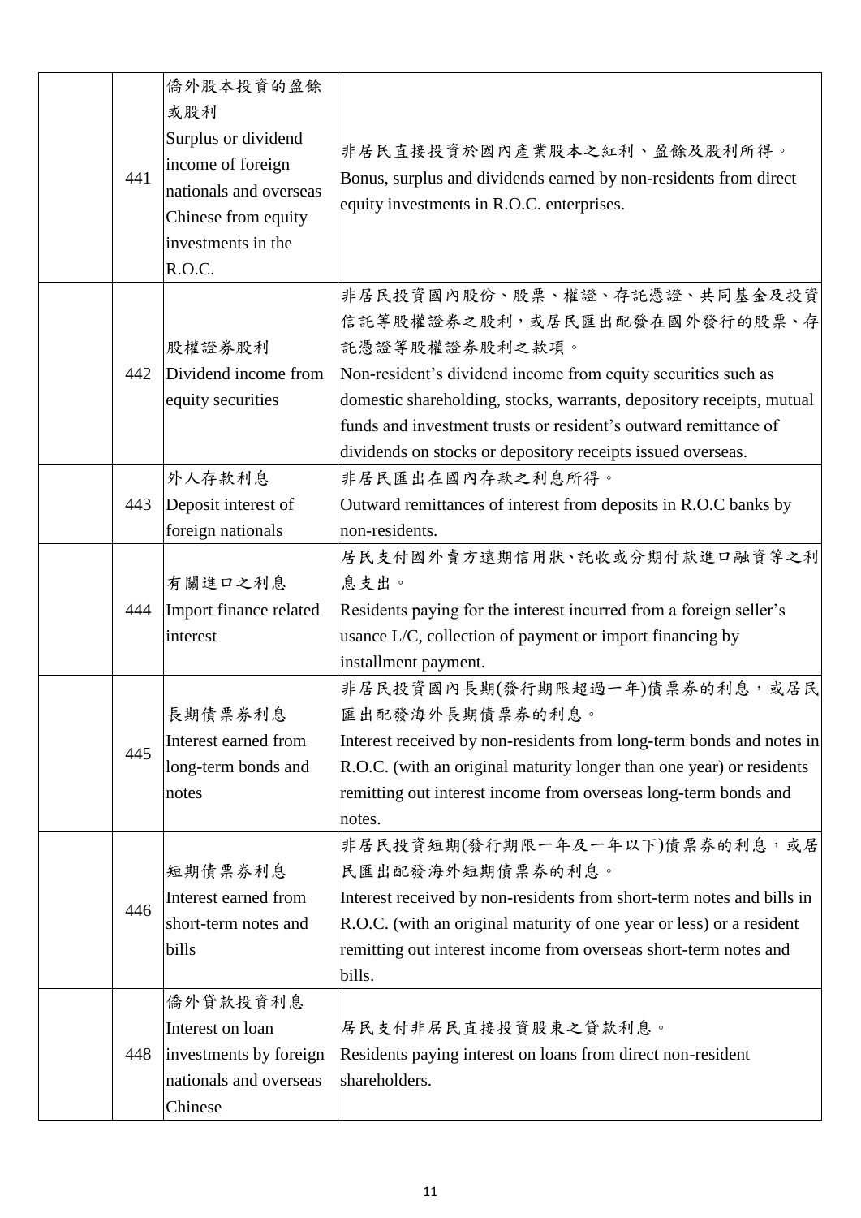|  |  |  |  |
|---|---|---|---|
|  | 441 | 僑外股本投資的盈餘或股利<br>Surplus or dividend income of foreign nationals and overseas Chinese from equity investments in the R.O.C. | 非居民直接投資於國內產業股本之紅利、盈餘及股利所得。<br>Bonus, surplus and dividends earned by non-residents from direct equity investments in R.O.C. enterprises. |
|  | 442 | 股權證券股利<br>Dividend income from equity securities | 非居民投資國內股份、股票、權證、存託憑證、共同基金及投資信託等股權證券之股利，或居民匯出配發在國外發行的股票、存託憑證等股權證券股利之款項。<br>Non-resident's dividend income from equity securities such as domestic shareholding, stocks, warrants, depository receipts, mutual funds and investment trusts or resident's outward remittance of dividends on stocks or depository receipts issued overseas. |
|  | 443 | 外人存款利息<br>Deposit interest of foreign nationals | 非居民匯出在國內存款之利息所得。<br>Outward remittances of interest from deposits in R.O.C banks by non-residents. |
|  | 444 | 有關進口之利息<br>Import finance related interest | 居民支付國外賣方遠期信用狀、託收或分期付款進口融資等之利息支出。<br>Residents paying for the interest incurred from a foreign seller's usance L/C, collection of payment or import financing by installment payment. |
|  | 445 | 長期債票券利息<br>Interest earned from long-term bonds and notes | 非居民投資國內長期(發行期限超過一年)債票券的利息，或居民匯出配發海外長期債票券的利息。<br>Interest received by non-residents from long-term bonds and notes in R.O.C. (with an original maturity longer than one year) or residents remitting out interest income from overseas long-term bonds and notes. |
|  | 446 | 短期債票券利息<br>Interest earned from short-term notes and bills | 非居民投資短期(發行期限一年及一年以下)債票券的利息，或居民匯出配發海外短期債票券的利息。<br>Interest received by non-residents from short-term notes and bills in R.O.C. (with an original maturity of one year or less) or a resident remitting out interest income from overseas short-term notes and bills. |
|  | 448 | 僑外貸款投資利息<br>Interest on loan investments by foreign nationals and overseas Chinese | 居民支付非居民直接投資股東之貸款利息。<br>Residents paying interest on loans from direct non-resident shareholders. |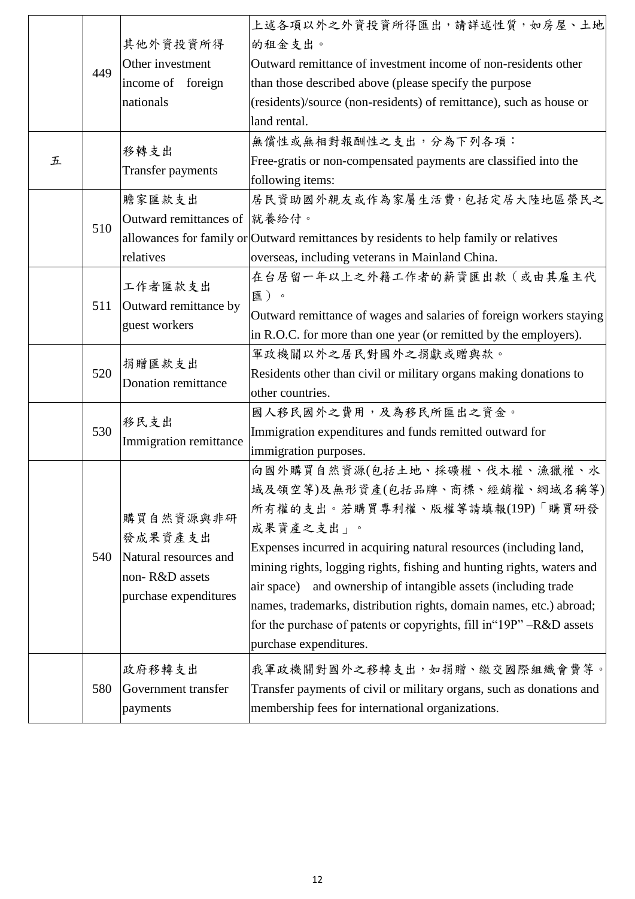| | | | |
|---|---|---|---|
| | 449 | 其他外資投資所得<br>Other investment income of foreign nationals | 上述各項以外之外資投資所得匯出，請詳述性質，如房屋、土地的租金支出。<br>Outward remittance of investment income of non-residents other than those described above (please specify the purpose (residents)/source (non-residents) of remittance), such as house or land rental. |
| 五 | | 移轉支出<br>Transfer payments | 無償性或無相對報酬性之支出，分為下列各項：<br>Free-gratis or non-compensated payments are classified into the following items: |
| | 510 | 贍家匯款支出<br>Outward remittances of allowances for family or relatives | 居民資助國外親友或作為家屬生活費，包括定居大陸地區榮民之就養給付。<br>Outward remittances by residents to help family or relatives overseas, including veterans in Mainland China. |
| | 511 | 工作者匯款支出<br>Outward remittance by guest workers | 在台居留一年以上之外籍工作者的薪資匯出款（或由其雇主代匯）。<br>Outward remittance of wages and salaries of foreign workers staying in R.O.C. for more than one year (or remitted by the employers). |
| | 520 | 捐贈匯款支出<br>Donation remittance | 軍政機關以外之居民對國外之捐獻或贈與款。<br>Residents other than civil or military organs making donations to other countries. |
| | 530 | 移民支出<br>Immigration remittance | 國人移民國外之費用，及為移民所匯出之資金。<br>Immigration expenditures and funds remitted outward for immigration purposes. |
| | 540 | 購買自然資源與非研發成果資產支出<br>Natural resources and non- R&D assets purchase expenditures | 向國外購買自然資源(包括土地、採礦權、伐木權、漁獵權、水域及領空等)及無形資產(包括品牌、商標、經銷權、網域名稱等)所有權的支出。若購買專利權、版權等請填報(19P)「購買研發成果資產之支出」。<br>Expenses incurred in acquiring natural resources (including land, mining rights, logging rights, fishing and hunting rights, waters and air space) and ownership of intangible assets (including trade names, trademarks, distribution rights, domain names, etc.) abroad; for the purchase of patents or copyrights, fill in"19P" –R&D assets purchase expenditures. |
| | 580 | 政府移轉支出<br>Government transfer payments | 我軍政機關對國外之移轉支出，如捐贈、繳交國際組織會費等。<br>Transfer payments of civil or military organs, such as donations and membership fees for international organizations. |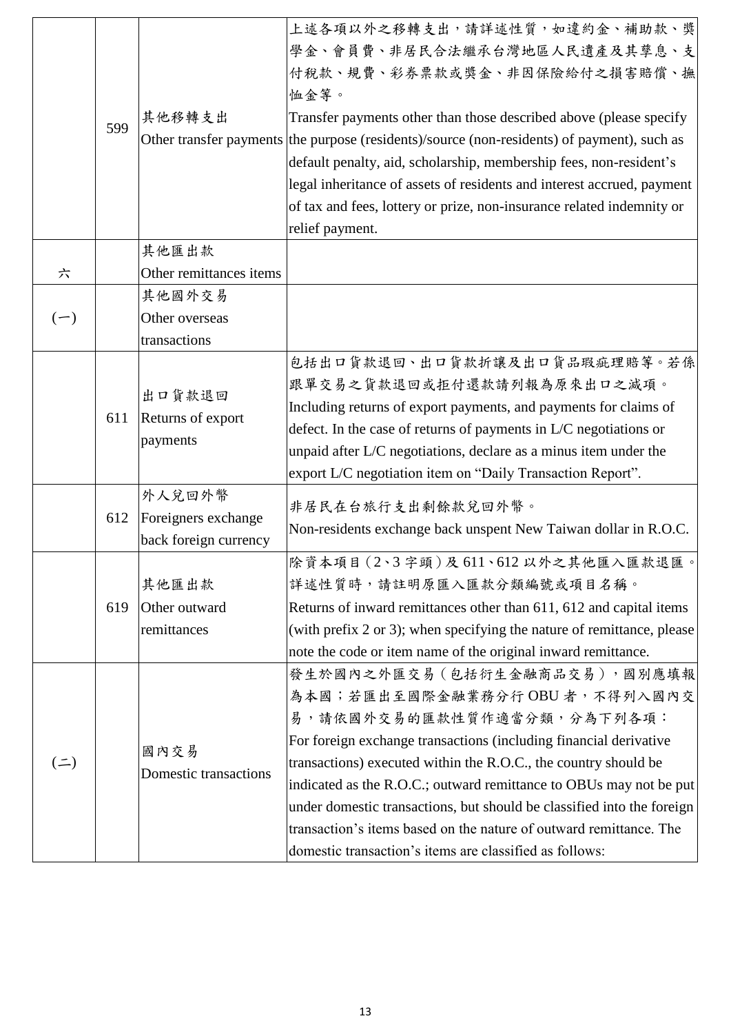| | | | |
|---|---|---|---|
| | 599 | 其他移轉支出<br>Other transfer payments | 上述各項以外之移轉支出，請詳述性質，如違約金、補助款、獎學金、會員費、非居民合法繼承台灣地區人民遺產及其孳息、支付稅款、規費、彩券票款或獎金、非因保險給付之損害賠償、撫恤金等。<br>Transfer payments other than those described above (please specify the purpose (residents)/source (non-residents) of payment), such as default penalty, aid, scholarship, membership fees, non-resident's legal inheritance of assets of residents and interest accrued, payment of tax and fees, lottery or prize, non-insurance related indemnity or relief payment. |
| 六 | | 其他匯出款<br>Other remittances items | |
| (一) | | 其他國外交易<br>Other overseas transactions | |
| | 611 | 出口貨款退回<br>Returns of export payments | 包括出口貨款退回、出口貨款折讓及出口貨品瑕疵理賠等。若係跟單交易之貨款退回或拒付還款請列報為原來出口之減項。<br>Including returns of export payments, and payments for claims of defect. In the case of returns of payments in L/C negotiations or unpaid after L/C negotiations, declare as a minus item under the export L/C negotiation item on "Daily Transaction Report". |
| | 612 | 外人兌回外幣<br>Foreigners exchange back foreign currency | 非居民在台旅行支出剩餘款兌回外幣。<br>Non-residents exchange back unspent New Taiwan dollar in R.O.C. |
| | 619 | 其他匯出款<br>Other outward remittances | 除資本項目（2、3 字頭）及 611、612 以外之其他匯入匯款退匯。詳述性質時，請註明原匯入匯款分類編號或項目名稱。<br>Returns of inward remittances other than 611, 612 and capital items (with prefix 2 or 3); when specifying the nature of remittance, please note the code or item name of the original inward remittance. |
| (二) | | 國內交易<br>Domestic transactions | 發生於國內之外匯交易（包括衍生金融商品交易），國別應填報為本國；若匯出至國際金融業務分行 OBU 者，不得列入國內交易，請依國外交易的匯款性質作適當分類，分為下列各項：<br>For foreign exchange transactions (including financial derivative transactions) executed within the R.O.C., the country should be indicated as the R.O.C.; outward remittance to OBUs may not be put under domestic transactions, but should be classified into the foreign transaction's items based on the nature of outward remittance. The domestic transaction's items are classified as follows: |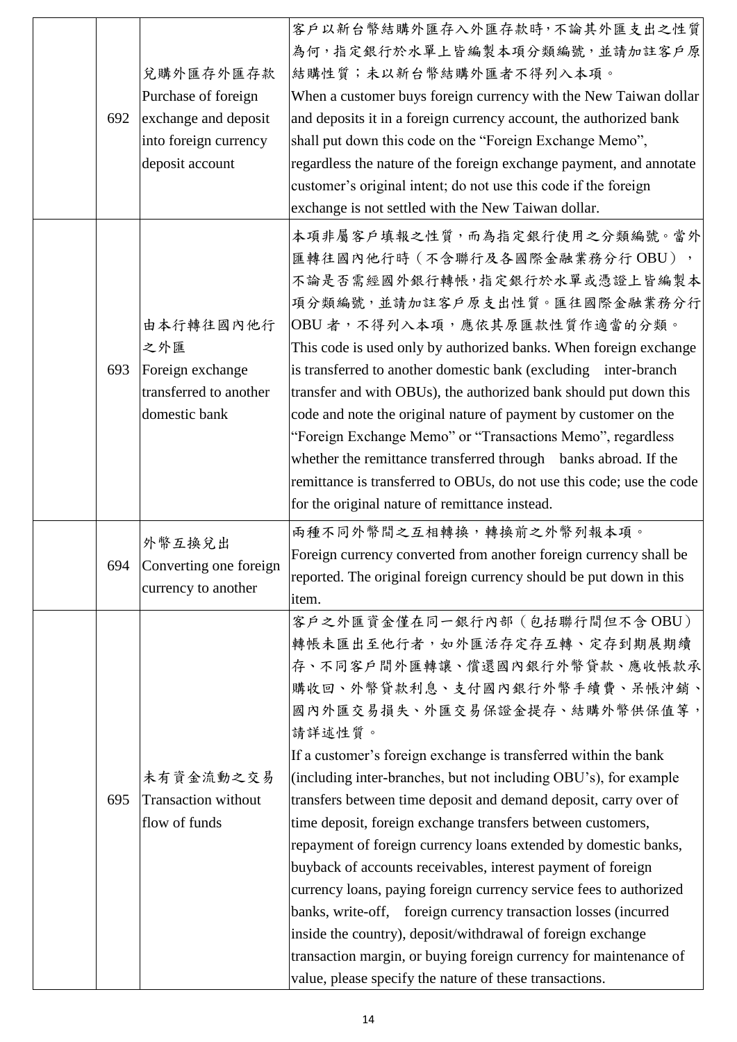| | | | |
|---|---|---|---|
| | 692 | 兌購外匯存外匯存款<br>Purchase of foreign exchange and deposit into foreign currency deposit account | 客戶以新台幣結購外匯存入外匯存款時，不論其外匯支出之性質為何，指定銀行於水單上皆編製本項分類編號，並請加註客戶原結購性質；未以新台幣結購外匯者不得列入本項。<br>When a customer buys foreign currency with the New Taiwan dollar and deposits it in a foreign currency account, the authorized bank shall put down this code on the "Foreign Exchange Memo", regardless the nature of the foreign exchange payment, and annotate customer's original intent; do not use this code if the foreign exchange is not settled with the New Taiwan dollar. |
| | 693 | 由本行轉往國內他行之外匯<br>Foreign exchange transferred to another domestic bank | 本項非屬客戶填報之性質，而為指定銀行使用之分類編號。當外匯轉往國內他行時（不含聯行及各國際金融業務分行 OBU），不論是否需經國外銀行轉帳，指定銀行於水單或憑證上皆編製本項分類編號，並請加註客戶原支出性質。匯往國際金融業務分行 OBU 者，不得列入本項，應依其原匯款性質作適當的分類。<br>This code is used only by authorized banks. When foreign exchange is transferred to another domestic bank (excluding inter-branch transfer and with OBUs), the authorized bank should put down this code and note the original nature of payment by customer on the "Foreign Exchange Memo" or "Transactions Memo", regardless whether the remittance transferred through banks abroad. If the remittance is transferred to OBUs, do not use this code; use the code for the original nature of remittance instead. |
| | 694 | 外幣互換兌出<br>Converting one foreign currency to another | 兩種不同外幣間之互相轉換，轉換前之外幣列報本項。<br>Foreign currency converted from another foreign currency shall be reported. The original foreign currency should be put down in this item. |
| | 695 | 未有資金流動之交易<br>Transaction without flow of funds | 客戶之外匯資金僅在同一銀行內部（包括聯行間但不含 OBU）轉帳未匯出至他行者，如外匯活存定存互轉、定存到期展期續存、不同客戶間外匯轉讓、償還國內銀行外幣貸款、應收帳款承購收回、外幣貸款利息、支付國內銀行外幣手續費、呆帳沖銷、國內外匯交易損失、外匯交易保證金提存、結購外幣供保值等，請詳述性質。<br>If a customer's foreign exchange is transferred within the bank (including inter-branches, but not including OBU's), for example transfers between time deposit and demand deposit, carry over of time deposit, foreign exchange transfers between customers, repayment of foreign currency loans extended by domestic banks, buyback of accounts receivables, interest payment of foreign currency loans, paying foreign currency service fees to authorized banks, write-off, foreign currency transaction losses (incurred inside the country), deposit/withdrawal of foreign exchange transaction margin, or buying foreign currency for maintenance of value, please specify the nature of these transactions. |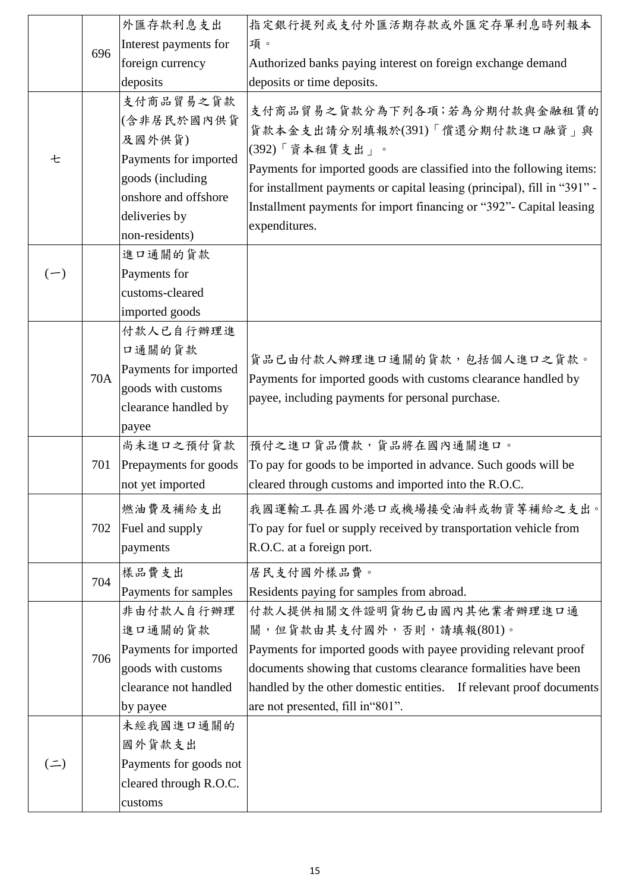|  |  |  |  |
|---|---|---|---|
|  | 696 | 外匯存款利息支出<br>Interest payments for foreign currency deposits | 指定銀行提列或支付外匯活期存款或外匯定存單利息時列報本項。<br>Authorized banks paying interest on foreign exchange demand deposits or time deposits. |
| 七 |  | 支付商品貿易之貨款(含非居民於國內供貨及國外供貨)<br>Payments for imported goods (including onshore and offshore deliveries by non-residents) | 支付商品貿易之貨款分為下列各項;若為分期付款與金融租賃的貨款本金支出請分別填報於(391)「償還分期付款進口融資」與(392)「資本租賃支出」。<br>Payments for imported goods are classified into the following items: for installment payments or capital leasing (principal), fill in "391" - Installment payments for import financing or "392"- Capital leasing expenditures. |
| (一) |  | 進口通關的貨款<br>Payments for customs-cleared imported goods |  |
|  | 70A | 付款人已自行辦理進口通關的貨款<br>Payments for imported goods with customs clearance handled by payee | 貨品已由付款人辦理進口通關的貨款,包括個人進口之貨款。<br>Payments for imported goods with customs clearance handled by payee, including payments for personal purchase. |
|  | 701 | 尚未進口之預付貨款<br>Prepayments for goods not yet imported | 預付之進口貨品價款,貨品將在國內通關進口。<br>To pay for goods to be imported in advance. Such goods will be cleared through customs and imported into the R.O.C. |
|  | 702 | 燃油費及補給支出<br>Fuel and supply payments | 我國運輸工具在國外港口或機場接受油料或物資等補給之支出。<br>To pay for fuel or supply received by transportation vehicle from R.O.C. at a foreign port. |
|  | 704 | 樣品費支出<br>Payments for samples | 居民支付國外樣品費。<br>Residents paying for samples from abroad. |
|  | 706 | 非由付款人自行辦理進口通關的貨款<br>Payments for imported goods with customs clearance not handled by payee | 付款人提供相關文件證明貨物已由國內其他業者辦理進口通關,但貨款由其支付國外,否則,請填報(801)。<br>Payments for imported goods with payee providing relevant proof documents showing that customs clearance formalities have been handled by the other domestic entities. If relevant proof documents are not presented, fill in"801". |
| (二) |  | 未經我國進口通關的國外貨款支出<br>Payments for goods not cleared through R.O.C. customs |  |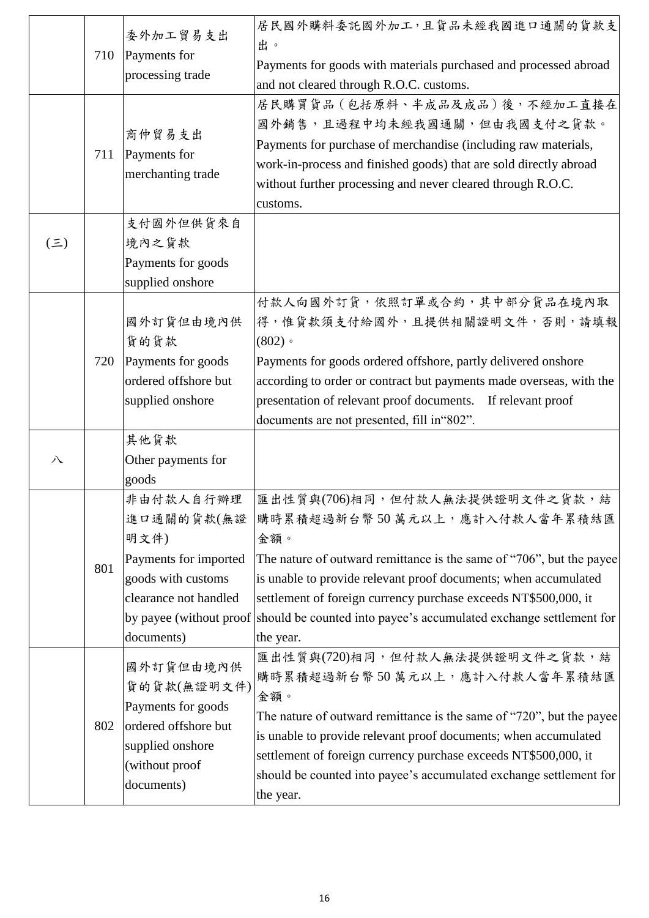| | | | |
|---|---|---|---|
| | 710 | 委外加工貿易支出<br>Payments for processing trade | 居民國外購料委託國外加工，且貨品未經我國進口通關的貨款支出。<br>Payments for goods with materials purchased and processed abroad and not cleared through R.O.C. customs. |
| | 711 | 商仲貿易支出<br>Payments for merchanting trade | 居民購買貨品（包括原料、半成品及成品）後，不經加工直接在國外銷售，且過程中均未經我國通關，但由我國支付之貨款。<br>Payments for purchase of merchandise (including raw materials, work-in-process and finished goods) that are sold directly abroad without further processing and never cleared through R.O.C. customs. |
| (三) | | 支付國外但供貨來自境內之貨款<br>Payments for goods supplied onshore | |
| | 720 | 國外訂貨但由境內供貨的貨款<br>Payments for goods ordered offshore but supplied onshore | 付款人向國外訂貨，依照訂單或合約，其中部分貨品在境內取得，惟貨款須支付給國外，且提供相關證明文件，否則，請填報(802)。<br>Payments for goods ordered offshore, partly delivered onshore according to order or contract but payments made overseas, with the presentation of relevant proof documents. If relevant proof documents are not presented, fill in"802". |
| 八 | | 其他貨款<br>Other payments for goods | |
| | 801 | 非由付款人自行辦理進口通關的貨款(無證明文件)<br>Payments for imported goods with customs clearance not handled by payee (without proof documents) | 匯出性質與(706)相同，但付款人無法提供證明文件之貨款，結購時累積超過新台幣 50 萬元以上，應計入付款人當年累積結匯金額。<br>The nature of outward remittance is the same of "706", but the payee is unable to provide relevant proof documents; when accumulated settlement of foreign currency purchase exceeds NT$500,000, it should be counted into payee's accumulated exchange settlement for the year. |
| | 802 | 國外訂貨但由境內供貨的貨款(無證明文件)<br>Payments for goods ordered offshore but supplied onshore (without proof documents) | 匯出性質與(720)相同，但付款人無法提供證明文件之貨款，結購時累積超過新台幣 50 萬元以上，應計入付款人當年累積結匯金額。<br>The nature of outward remittance is the same of "720", but the payee is unable to provide relevant proof documents; when accumulated settlement of foreign currency purchase exceeds NT$500,000, it should be counted into payee's accumulated exchange settlement for the year. |